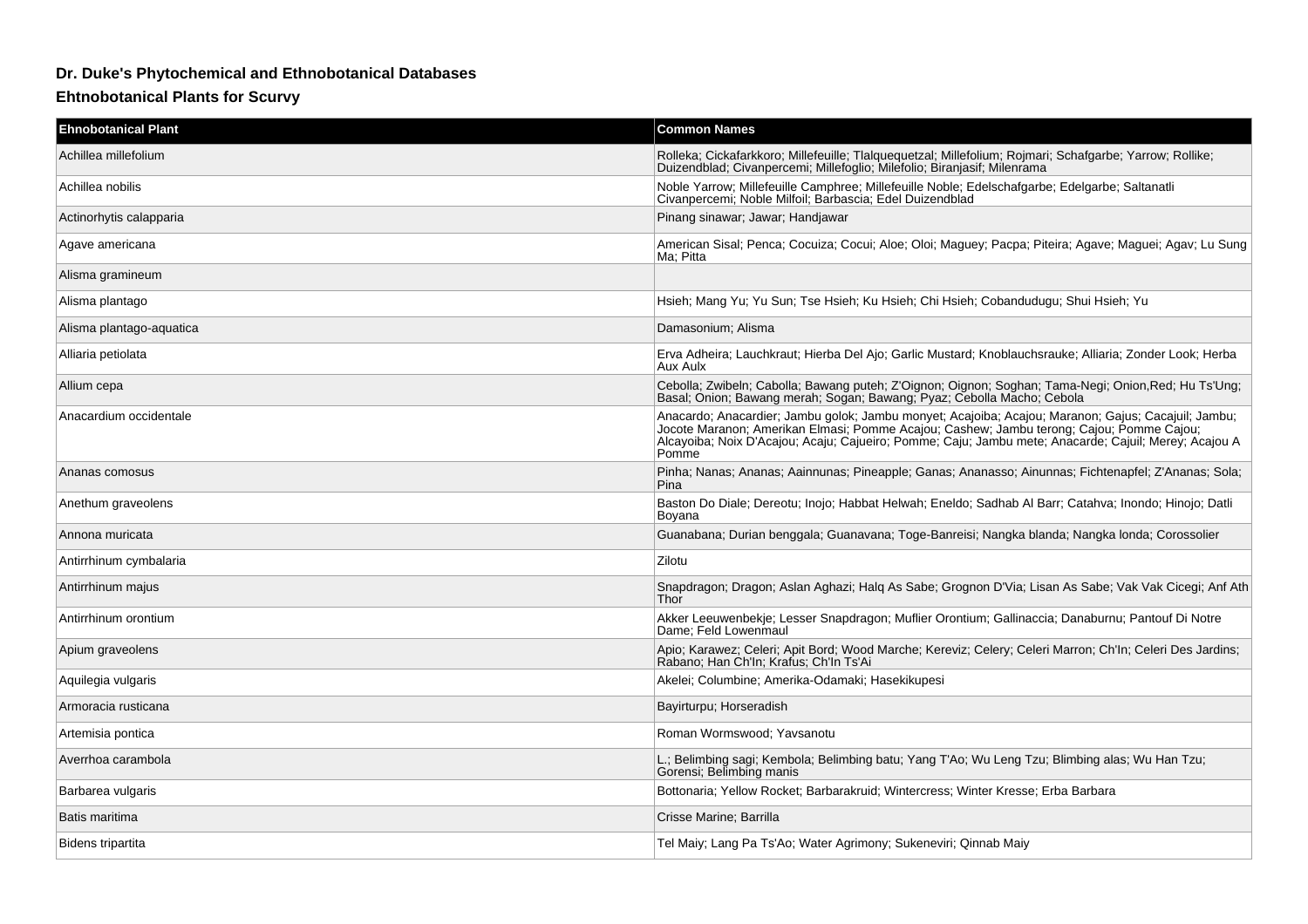## Dr. Duke's Phytochemical and Ethnobotanical Databases

### Ehtnobotanical Plants for Scurvy

| Ehnobotanical Plant | Common Names |
| --- | --- |
| Achillea millefolium | Rolleka; Cickafarkkoro; Millefeuille; Tlalquequetzal; Millefolium; Rojmari; Schafgarbe; Yarrow; Rollike; Duizendblad; Civanpercemi; Millefoglio; Milefolio; Biranjasif; Milenrama |
| Achillea nobilis | Noble Yarrow; Millefeuille Camphree; Millefeuille Noble; Edelschafgarbe; Edelgarbe; Saltanatli Civanpercemi; Noble Milfoil; Barbascia; Edel Duizendblad |
| Actinorhytis calapparia | Pinang sinawar; Jawar; Handjawar |
| Agave americana | American Sisal; Penca; Cocuiza; Cocui; Aloe; Oloi; Maguey; Pacpa; Piteira; Agave; Maguei; Agav; Lu Sung Ma; Pitta |
| Alisma gramineum | |
| Alisma plantago | Hsieh; Mang Yu; Yu Sun; Tse Hsieh; Ku Hsieh; Chi Hsieh; Cobandudugu; Shui Hsieh; Yu |
| Alisma plantago-aquatica | Damasonium; Alisma |
| Alliaria petiolata | Erva Adheira; Lauchkraut; Hierba Del Ajo; Garlic Mustard; Knoblauchsrauke; Alliaria; Zonder Look; Herba Aux Aulx |
| Allium cepa | Cebolla; Zwibeln; Cabolla; Bawang puteh; Z'Oignon; Oignon; Soghan; Tama-Negi; Onion,Red; Hu Ts'Ung; Basal; Onion; Bawang merah; Sogan; Bawang; Pyaz; Cebolla Macho; Cebola |
| Anacardium occidentale | Anacardo; Anacardier; Jambu golok; Jambu monyet; Acajoiba; Acajou; Maranon; Gajus; Cacajuil; Jambu; Jocote Maranon; Amerikan Elmasi; Pomme Acajou; Cashew; Jambu terong; Cajou; Pomme Cajou; Alcayoiba; Noix D'Acajou; Acaju; Cajueiro; Pomme; Caju; Jambu mete; Anacarde; Cajuil; Merey; Acajou A Pomme |
| Ananas comosus | Pinha; Nanas; Ananas; Aainnunas; Pineapple; Ganas; Ananasso; Ainunnas; Fichtenapfel; Z'Ananas; Sola; Pina |
| Anethum graveolens | Baston Do Diale; Dereotu; Inojo; Habbat Helwah; Eneldo; Sadhab Al Barr; Catahva; Inondo; Hinojo; Datli Boyana |
| Annona muricata | Guanabana; Durian benggala; Guanavana; Toge-Banreisi; Nangka blanda; Nangka londa; Corossolier |
| Antirrhinum cymbalaria | Zilotu |
| Antirrhinum majus | Snapdragon; Dragon; Aslan Aghazi; Halq As Sabe; Grognon D'Via; Lisan As Sabe; Vak Vak Cicegi; Anf Ath Thor |
| Antirrhinum orontium | Akker Leeuwenbekje; Lesser Snapdragon; Muflier Orontium; Gallinaccia; Danaburnu; Pantouf Di Notre Dame; Feld Lowenmaul |
| Apium graveolens | Apio; Karawez; Celeri; Apit Bord; Wood Marche; Kereviz; Celery; Celeri Marron; Ch'In; Celeri Des Jardins; Rabano; Han Ch'In; Krafus; Ch'In Ts'Ai |
| Aquilegia vulgaris | Akelei; Columbine; Amerika-Odamaki; Hasekikupesi |
| Armoracia rusticana | Bayirturpu; Horseradish |
| Artemisia pontica | Roman Wormswood; Yavsanotu |
| Averrhoa carambola | L.; Belimbing sagi; Kembola; Belimbing batu; Yang T'Ao; Wu Leng Tzu; Blimbing alas; Wu Han Tzu; Gorensi; Belimbing manis |
| Barbarea vulgaris | Bottonaria; Yellow Rocket; Barbarakruid; Wintercress; Winter Kresse; Erba Barbara |
| Batis maritima | Crisse Marine; Barrilla |
| Bidens tripartita | Tel Maiy; Lang Pa Ts'Ao; Water Agrimony; Sukeneviri; Qinnab Maiy |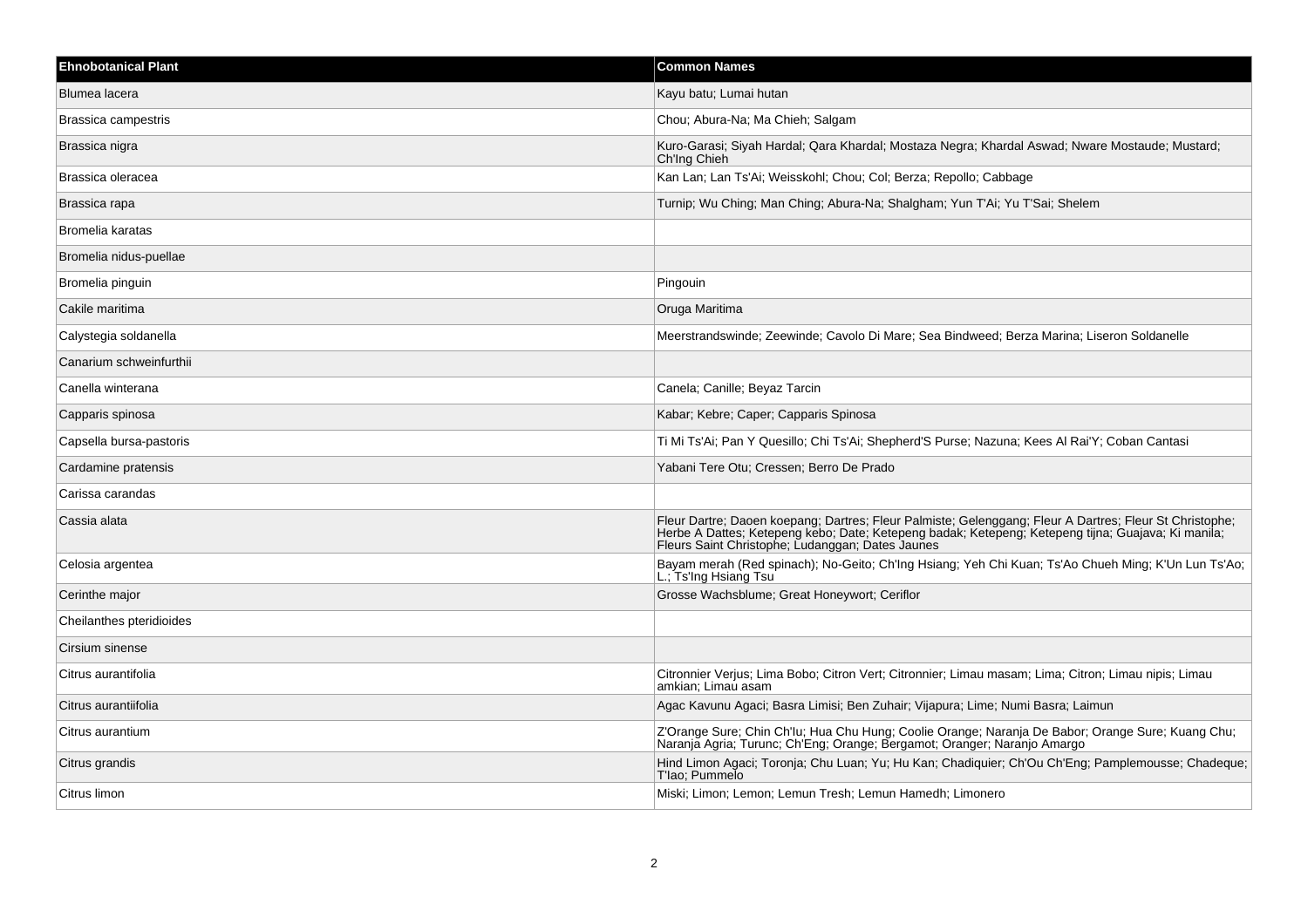| Ehnobotanical Plant | Common Names |
| --- | --- |
| Blumea lacera | Kayu batu; Lumai hutan |
| Brassica campestris | Chou; Abura-Na; Ma Chieh; Salgam |
| Brassica nigra | Kuro-Garasi; Siyah Hardal; Qara Khardal; Mostaza Negra; Khardal Aswad; Nware Mostaude; Mustard; Ch'Ing Chieh |
| Brassica oleracea | Kan Lan; Lan Ts'Ai; Weisskohl; Chou; Col; Berza; Repollo; Cabbage |
| Brassica rapa | Turnip; Wu Ching; Man Ching; Abura-Na; Shalgham; Yun T'Ai; Yu T'Sai; Shelem |
| Bromelia karatas | |
| Bromelia nidus-puellae | |
| Bromelia pinguin | Pingouin |
| Cakile maritima | Oruga Maritima |
| Calystegia soldanella | Meerstrandswinde; Zeewinde; Cavolo Di Mare; Sea Bindweed; Berza Marina; Liseron Soldanelle |
| Canarium schweinfurthii | |
| Canella winterana | Canela; Canille; Beyaz Tarcin |
| Capparis spinosa | Kabar; Kebre; Caper; Capparis Spinosa |
| Capsella bursa-pastoris | Ti Mi Ts'Ai; Pan Y Quesillo; Chi Ts'Ai; Shepherd'S Purse; Nazuna; Kees Al Rai'Y; Coban Cantasi |
| Cardamine pratensis | Yabani Tere Otu; Cressen; Berro De Prado |
| Carissa carandas | |
| Cassia alata | Fleur Dartre; Daoen koepang; Dartres; Fleur Palmiste; Gelenggang; Fleur A Dartres; Fleur St Christophe; Herbe A Dattes; Ketepeng kebo; Date; Ketepeng badak; Ketepeng; Ketepeng tijna; Guajava; Ki manila; Fleurs Saint Christophe; Ludanggan; Dates Jaunes |
| Celosia argentea | Bayam merah (Red spinach); No-Geito; Ch'Ing Hsiang; Yeh Chi Kuan; Ts'Ao Chueh Ming; K'Un Lun Ts'Ao; L.; Ts'Ing Hsiang Tsu |
| Cerinthe major | Grosse Wachsblume; Great Honeywort; Ceriflor |
| Cheilanthes pteridioides | |
| Cirsium sinense | |
| Citrus aurantifolia | Citronnier Verjus; Lima Bobo; Citron Vert; Citronnier; Limau masam; Lima; Citron; Limau nipis; Limau amkian; Limau asam |
| Citrus aurantiifolia | Agac Kavunu Agaci; Basra Limisi; Ben Zuhair; Vijapura; Lime; Numi Basra; Laimun |
| Citrus aurantium | Z'Orange Sure; Chin Ch'Iu; Hua Chu Hung; Coolie Orange; Naranja De Babor; Orange Sure; Kuang Chu; Naranja Agria; Turunc; Ch'Eng; Orange; Bergamot; Oranger; Naranjo Amargo |
| Citrus grandis | Hind Limon Agaci; Toronja; Chu Luan; Yu; Hu Kan; Chadiquier; Ch'Ou Ch'Eng; Pamplemousse; Chadeque; T'Iao; Pummelo |
| Citrus limon | Miski; Limon; Lemon; Lemun Tresh; Lemun Hamedh; Limonero |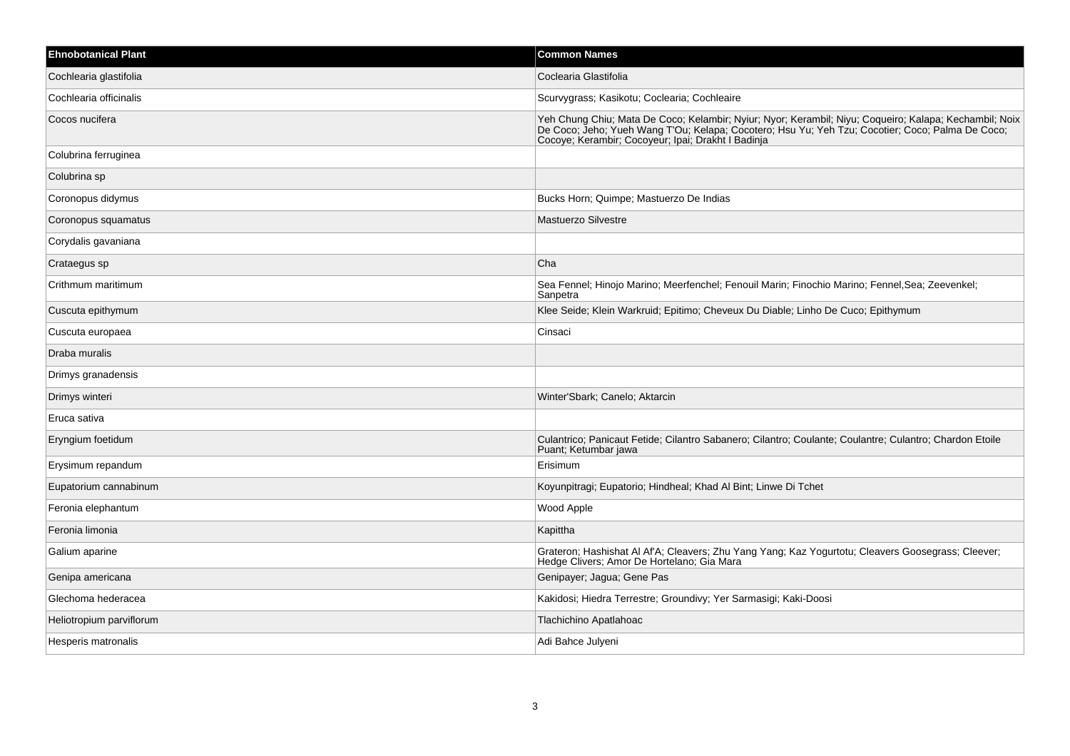| Ehnobotanical Plant | Common Names |
| --- | --- |
| Cochlearia glastifolia | Coclearia Glastifolia |
| Cochlearia officinalis | Scurvygrass; Kasikotu; Coclearia; Cochleaire |
| Cocos nucifera | Yeh Chung Chiu; Mata De Coco; Kelambir; Nyiur; Nyor; Kerambil; Niyu; Coqueiro; Kalapa; Kechambil; Noix De Coco; Jeho; Yueh Wang T'Ou; Kelapa; Cocotero; Hsu Yu; Yeh Tzu; Cocotier; Coco; Palma De Coco; Cocoye; Kerambir; Cocoyeur; Ipai; Drakht I Badinja |
| Colubrina ferruginea | |
| Colubrina sp | |
| Coronopus didymus | Bucks Horn; Quimpe; Mastuerzo De Indias |
| Coronopus squamatus | Mastuerzo Silvestre |
| Corydalis gavaniana | |
| Crataegus sp | Cha |
| Crithmum maritimum | Sea Fennel; Hinojo Marino; Meerfenchel; Fenouil Marin; Finochio Marino; Fennel,Sea; Zeevenkel; Sanpetra |
| Cuscuta epithymum | Klee Seide; Klein Warkruid; Epitimo; Cheveux Du Diable; Linho De Cuco; Epithymum |
| Cuscuta europaea | Cinsaci |
| Draba muralis | |
| Drimys granadensis | |
| Drimys winteri | Winter'Sbark; Canelo; Aktarcin |
| Eruca sativa | |
| Eryngium foetidum | Culantrico; Panicaut Fetide; Cilantro Sabanero; Cilantro; Coulante; Coulantre; Culantro; Chardon Etoile Puant; Ketumbar jawa |
| Erysimum repandum | Erisimum |
| Eupatorium cannabinum | Koyunpitragi; Eupatorio; Hindheal; Khad Al Bint; Linwe Di Tchet |
| Feronia elephantum | Wood Apple |
| Feronia limonia | Kapittha |
| Galium aparine | Grateron; Hashishat Al Af'A; Cleavers; Zhu Yang Yang; Kaz Yogurtotu; Cleavers Goosegrass; Cleever; Hedge Clivers; Amor De Hortelano; Gia Mara |
| Genipa americana | Genipayer; Jagua; Gene Pas |
| Glechoma hederacea | Kakidosi; Hiedra Terrestre; Groundivy; Yer Sarmasigi; Kaki-Doosi |
| Heliotropium parviflorum | Tlachichino Apatlahoac |
| Hesperis matronalis | Adi Bahce Julyeni |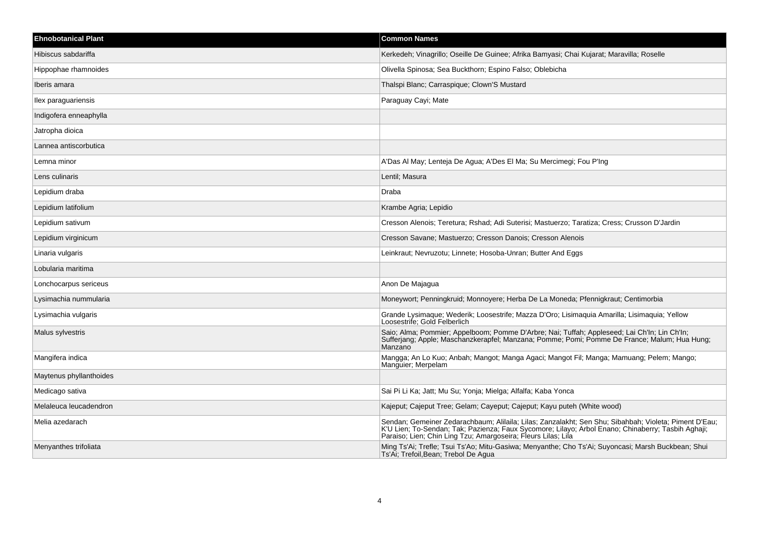| Ehnobotanical Plant | Common Names |
|---|---|
| Hibiscus sabdariffa | Kerkedeh; Vinagrillo; Oseille De Guinee; Afrika Bamyasi; Chai Kujarat; Maravilla; Roselle |
| Hippophae rhamnoides | Olivella Spinosa; Sea Buckthorn; Espino Falso; Oblebicha |
| Iberis amara | Thalspi Blanc; Carraspique; Clown'S Mustard |
| Ilex paraguariensis | Paraguay Cayi; Mate |
| Indigofera enneaphylla | |
| Jatropha dioica | |
| Lannea antiscorbutica | |
| Lemna minor | A'Das Al May; Lenteja De Agua; A'Des El Ma; Su Mercimegi; Fou P'Ing |
| Lens culinaris | Lentil; Masura |
| Lepidium draba | Draba |
| Lepidium latifolium | Krambe Agria; Lepidio |
| Lepidium sativum | Cresson Alenois; Teretura; Rshad; Adi Suterisi; Mastuerzo; Taratiza; Cress; Crusson D'Jardin |
| Lepidium virginicum | Cresson Savane; Mastuerzo; Cresson Danois; Cresson Alenois |
| Linaria vulgaris | Leinkraut; Nevruzotu; Linnete; Hosoba-Unran; Butter And Eggs |
| Lobularia maritima | |
| Lonchocarpus sericeus | Anon De Majagua |
| Lysimachia nummularia | Moneywort; Penningkruid; Monnoyere; Herba De La Moneda; Pfennigkraut; Centimorbia |
| Lysimachia vulgaris | Grande Lysimaque; Wederik; Loosestrife; Mazza D'Oro; Lisimaquia Amarilla; Lisimaquia; Yellow Loosestrife; Gold Felberlich |
| Malus sylvestris | Saio; Alma; Pommier; Appelboom; Pomme D'Arbre; Nai; Tuffah; Appleseed; Lai Ch'In; Lin Ch'In; Sufferjang; Apple; Maschanzkerapfel; Manzana; Pomme; Pomi; Pomme De France; Malum; Hua Hung; Manzano |
| Mangifera indica | Mangga; An Lo Kuo; Anbah; Mangot; Manga Agaci; Mangot Fil; Manga; Mamuang; Pelem; Mango; Manguier; Merpelam |
| Maytenus phyllanthoides | |
| Medicago sativa | Sai Pi Li Ka; Jatt; Mu Su; Yonja; Mielga; Alfalfa; Kaba Yonca |
| Melaleuca leucadendron | Kajeput; Cajeput Tree; Gelam; Cayeput; Cajeput; Kayu puteh (White wood) |
| Melia azedarach | Sendan; Gemeiner Zedarachbaum; Alilaila; Lilas; Zanzalakht; Sen Shu; Sibahbah; Violeta; Piment D'Eau; K'U Lien; To-Sendan; Tak; Pazienza; Faux Sycomore; Lilayo; Arbol Enano; Chinaberry; Tasbih Aghaji; Paraiso; Lien; Chin Ling Tzu; Amargoseira; Fleurs Lilas; Lila |
| Menyanthes trifoliata | Ming Ts'Ai; Trefle; Tsui Ts'Ao; Mitu-Gasiwa; Menyanthe; Cho Ts'Ai; Suyoncasi; Marsh Buckbean; Shui Ts'Ai; Trefoil,Bean; Trebol De Agua |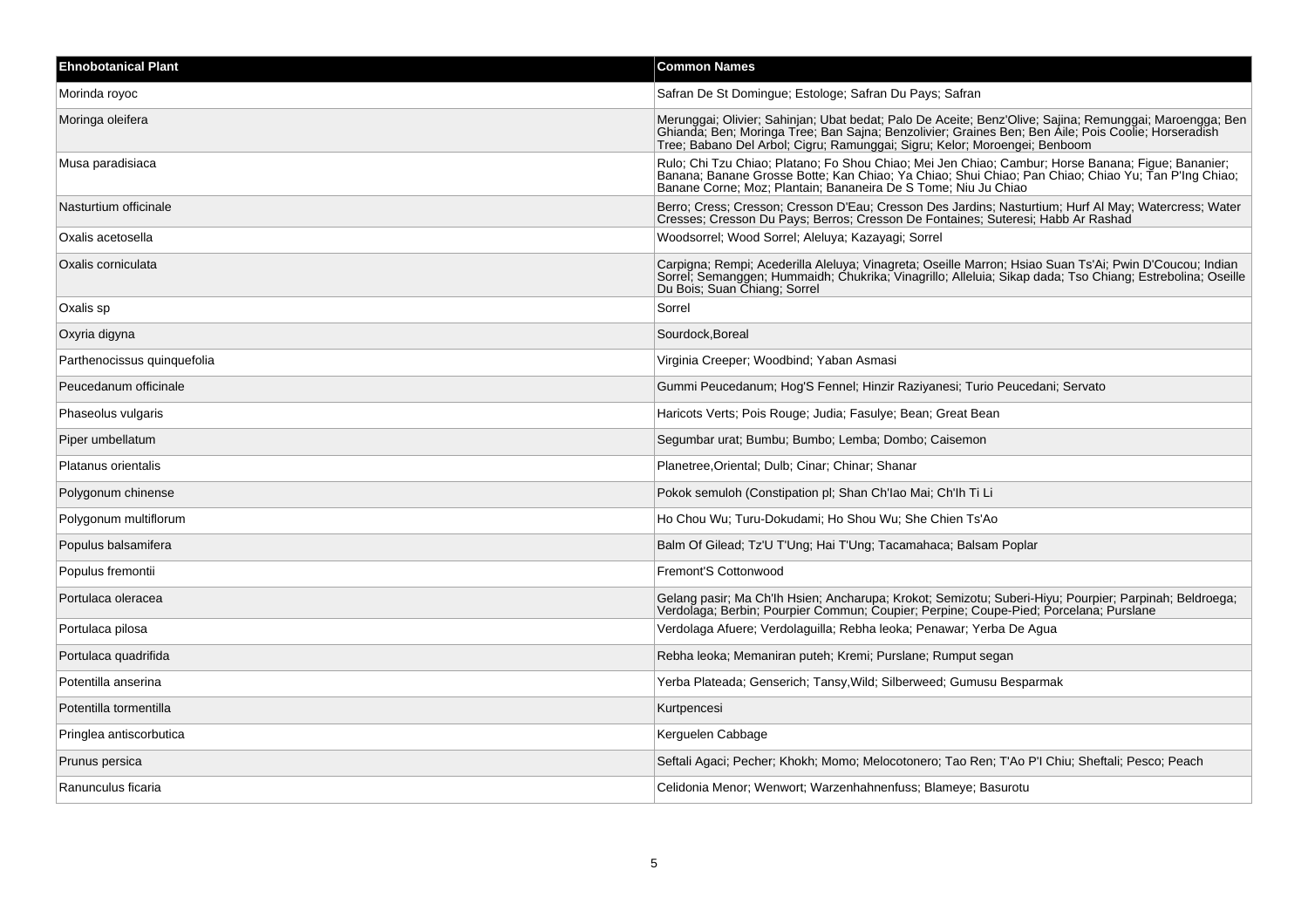| Ehnobotanical Plant | Common Names |
|---|---|
| Morinda royoc | Safran De St Domingue; Estologe; Safran Du Pays; Safran |
| Moringa oleifera | Merunggai; Olivier; Sahinjan; Ubat bedat; Palo De Aceite; Benz'Olive; Sajina; Remunggai; Maroengga; Ben Ghianda; Ben; Moringa Tree; Ban Sajna; Benzolivier; Graines Ben; Ben Aile; Pois Coolie; Horseradish Tree; Babano Del Arbol; Cigru; Ramunggai; Sigru; Kelor; Moroengei; Benboom |
| Musa paradisiaca | Rulo; Chi Tzu Chiao; Platano; Fo Shou Chiao; Mei Jen Chiao; Cambur; Horse Banana; Figue; Bananier; Banana; Banane Grosse Botte; Kan Chiao; Ya Chiao; Shui Chiao; Pan Chiao; Chiao Yu; Tan P'Ing Chiao; Banane Corne; Moz; Plantain; Bananeira De S Tome; Niu Ju Chiao |
| Nasturtium officinale | Berro; Cress; Cresson; Cresson D'Eau; Cresson Des Jardins; Nasturtium; Hurf Al May; Watercress; Water Cresses; Cresson Du Pays; Berros; Cresson De Fontaines; Suteresi; Habb Ar Rashad |
| Oxalis acetosella | Woodsorrel; Wood Sorrel; Aleluya; Kazayagi; Sorrel |
| Oxalis corniculata | Carpigna; Rempi; Acederilla Aleluya; Vinagreta; Oseille Marron; Hsiao Suan Ts'Ai; Pwin D'Coucou; Indian Sorrel; Semanggen; Hummaidh; Chukrika; Vinagrillo; Alleluia; Sikap dada; Tso Chiang; Estrebolina; Oseille Du Bois; Suan Chiang; Sorrel |
| Oxalis sp | Sorrel |
| Oxyria digyna | Sourdock,Boreal |
| Parthenocissus quinquefolia | Virginia Creeper; Woodbind; Yaban Asmasi |
| Peucedanum officinale | Gummi Peucedanum; Hog'S Fennel; Hinzir Raziyanesi; Turio Peucedani; Servato |
| Phaseolus vulgaris | Haricots Verts; Pois Rouge; Judia; Fasulye; Bean; Great Bean |
| Piper umbellatum | Segumbar urat; Bumbu; Bumbo; Lemba; Dombo; Caisemon |
| Platanus orientalis | Planetree,Oriental; Dulb; Cinar; Chinar; Shanar |
| Polygonum chinense | Pokok semuloh (Constipation pl; Shan Ch'Iao Mai; Ch'Ih Ti Li |
| Polygonum multiflorum | Ho Chou Wu; Turu-Dokudami; Ho Shou Wu; She Chien Ts'Ao |
| Populus balsamifera | Balm Of Gilead; Tz'U T'Ung; Hai T'Ung; Tacamahaca; Balsam Poplar |
| Populus fremontii | Fremont'S Cottonwood |
| Portulaca oleracea | Gelang pasir; Ma Ch'Ih Hsien; Ancharupa; Krokot; Semizotu; Suberi-Hiyu; Pourpier; Parpinah; Beldroega; Verdolaga; Berbin; Pourpier Commun; Coupier; Perpine; Coupe-Pied; Porcelana; Purslane |
| Portulaca pilosa | Verdolaga Afuere; Verdolaguilla; Rebha leoka; Penawar; Yerba De Agua |
| Portulaca quadrifida | Rebha leoka; Memaniran puteh; Kremi; Purslane; Rumput segan |
| Potentilla anserina | Yerba Plateada; Genserich; Tansy,Wild; Silberweed; Gumusu Besparmak |
| Potentilla tormentilla | Kurtpencesi |
| Pringlea antiscorbutica | Kerguelen Cabbage |
| Prunus persica | Seftali Agaci; Pecher; Khokh; Momo; Melocotonero; Tao Ren; T'Ao P'I Chiu; Sheftali; Pesco; Peach |
| Ranunculus ficaria | Celidonia Menor; Wenwort; Warzenhahnenfuss; Blameye; Basurotu |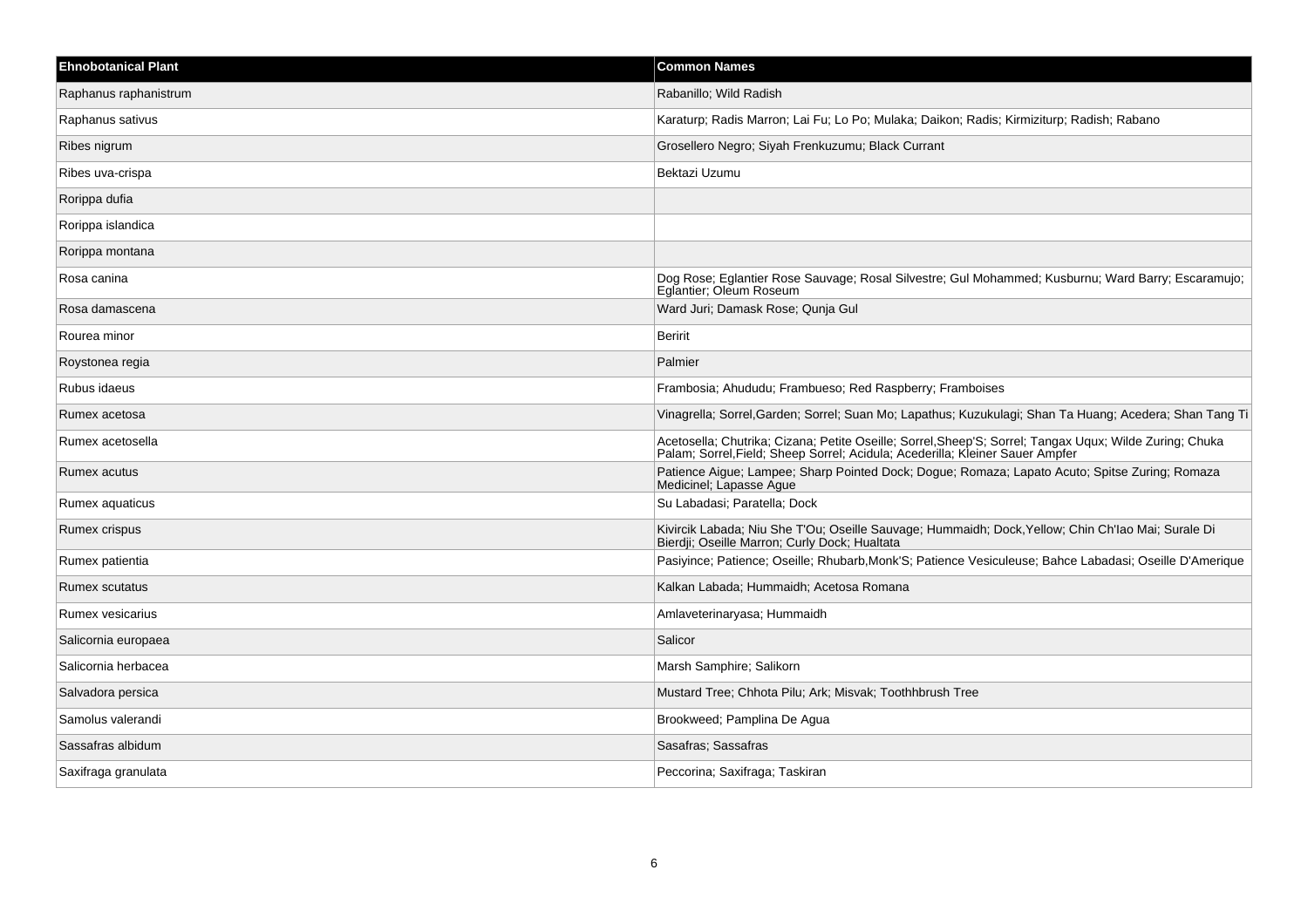| Ehnobotanical Plant | Common Names |
| --- | --- |
| Raphanus raphanistrum | Rabanillo; Wild Radish |
| Raphanus sativus | Karaturp; Radis Marron; Lai Fu; Lo Po; Mulaka; Daikon; Radis; Kirmiziturp; Radish; Rabano |
| Ribes nigrum | Grosellero Negro; Siyah Frenkuzumu; Black Currant |
| Ribes uva-crispa | Bektazi Uzumu |
| Rorippa dufia | |
| Rorippa islandica | |
| Rorippa montana | |
| Rosa canina | Dog Rose; Eglantier Rose Sauvage; Rosal Silvestre; Gul Mohammed; Kusburnu; Ward Barry; Escaramujo; Eglantier; Oleum Roseum |
| Rosa damascena | Ward Juri; Damask Rose; Qunja Gul |
| Rourea minor | Beririt |
| Roystonea regia | Palmier |
| Rubus idaeus | Frambosia; Ahududu; Frambueso; Red Raspberry; Framboises |
| Rumex acetosa | Vinagrella; Sorrel,Garden; Sorrel; Suan Mo; Lapathus; Kuzukulagi; Shan Ta Huang; Acedera; Shan Tang Ti |
| Rumex acetosella | Acetosella; Chutrika; Cizana; Petite Oseille; Sorrel,Sheep'S; Sorrel; Tangax Uqux; Wilde Zuring; Chuka Palam; Sorrel,Field; Sheep Sorrel; Acidula; Acederilla; Kleiner Sauer Ampfer |
| Rumex acutus | Patience Aigue; Lampee; Sharp Pointed Dock; Dogue; Romaza; Lapato Acuto; Spitse Zuring; Romaza Medicinel; Lapasse Ague |
| Rumex aquaticus | Su Labadasi; Paratella; Dock |
| Rumex crispus | Kivircik Labada; Niu She T'Ou; Oseille Sauvage; Hummaidh; Dock,Yellow; Chin Ch'Iao Mai; Surale Di Bierdji; Oseille Marron; Curly Dock; Hualtata |
| Rumex patientia | Pasiyince; Patience; Oseille; Rhubarb,Monk'S; Patience Vesiculeuse; Bahce Labadasi; Oseille D'Amerique |
| Rumex scutatus | Kalkan Labada; Hummaidh; Acetosa Romana |
| Rumex vesicarius | Amlaveterinaryasa; Hummaidh |
| Salicornia europaea | Salicor |
| Salicornia herbacea | Marsh Samphire; Salikorn |
| Salvadora persica | Mustard Tree; Chhota Pilu; Ark; Misvak; Toothhbrush Tree |
| Samolus valerandi | Brookweed; Pamplina De Agua |
| Sassafras albidum | Sasafras; Sassafras |
| Saxifraga granulata | Peccorina; Saxifraga; Taskiran |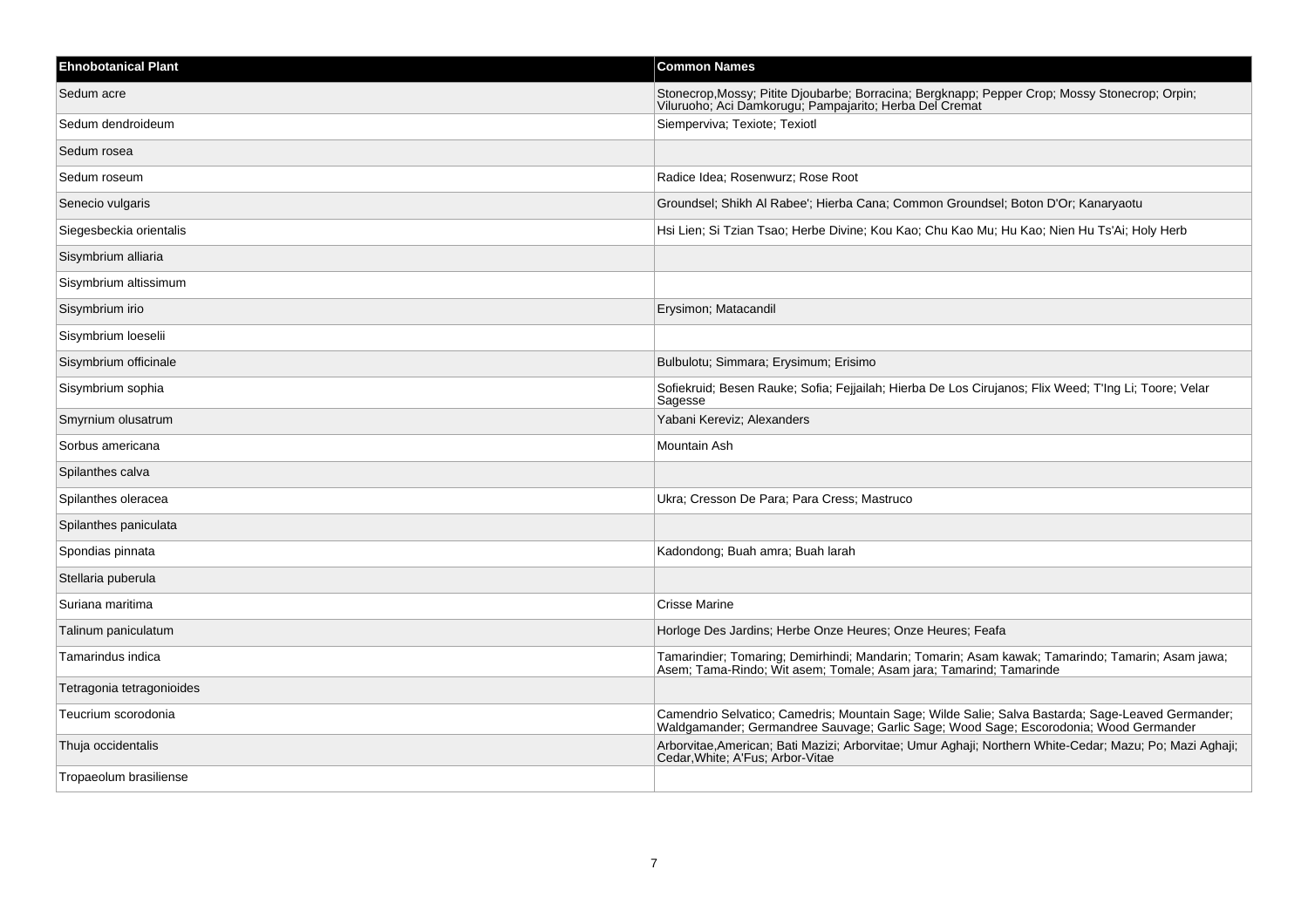| Ehnobotanical Plant | Common Names |
| --- | --- |
| Sedum acre | Stonecrop,Mossy; Pitite Djoubarbe; Borracina; Bergknapp; Pepper Crop; Mossy Stonecrop; Orpin; Viluruoho; Aci Damkorugu; Pampajarito; Herba Del Cremat |
| Sedum dendroideum | Siemperviva; Texiote; Texiotl |
| Sedum rosea | |
| Sedum roseum | Radice Idea; Rosenwurz; Rose Root |
| Senecio vulgaris | Groundsel; Shikh Al Rabee'; Hierba Cana; Common Groundsel; Boton D'Or; Kanaryaotu |
| Siegesbeckia orientalis | Hsi Lien; Si Tzian Tsao; Herbe Divine; Kou Kao; Chu Kao Mu; Hu Kao; Nien Hu Ts'Ai; Holy Herb |
| Sisymbrium alliaria | |
| Sisymbrium altissimum | |
| Sisymbrium irio | Erysimon; Matacandil |
| Sisymbrium loeselii | |
| Sisymbrium officinale | Bulbulotu; Simmara; Erysimum; Erisimo |
| Sisymbrium sophia | Sofiekruid; Besen Rauke; Sofia; Fejjailah; Hierba De Los Cirujanos; Flix Weed; T'Ing Li; Toore; Velar Sagesse |
| Smyrnium olusatrum | Yabani Kereviz; Alexanders |
| Sorbus americana | Mountain Ash |
| Spilanthes calva | |
| Spilanthes oleracea | Ukra; Cresson De Para; Para Cress; Mastruco |
| Spilanthes paniculata | |
| Spondias pinnata | Kadondong; Buah amra; Buah larah |
| Stellaria puberula | |
| Suriana maritima | Crisse Marine |
| Talinum paniculatum | Horloge Des Jardins; Herbe Onze Heures; Onze Heures; Feafa |
| Tamarindus indica | Tamarindier; Tomaring; Demirhindi; Mandarin; Tomarin; Asam kawak; Tamarindo; Tamarin; Asam jawa; Asem; Tama-Rindo; Wit asem; Tomale; Asam jara; Tamarind; Tamarinde |
| Tetragonia tetragonioides | |
| Teucrium scorodonia | Camendrio Selvatico; Camedris; Mountain Sage; Wilde Salie; Salva Bastarda; Sage-Leaved Germander; Waldgamander; Germandree Sauvage; Garlic Sage; Wood Sage; Escorodonia; Wood Germander |
| Thuja occidentalis | Arborvitae,American; Bati Mazizi; Arborvitae; Umur Aghaji; Northern White-Cedar; Mazu; Po; Mazi Aghaji; Cedar,White; A'Fus; Arbor-Vitae |
| Tropaeolum brasiliense | |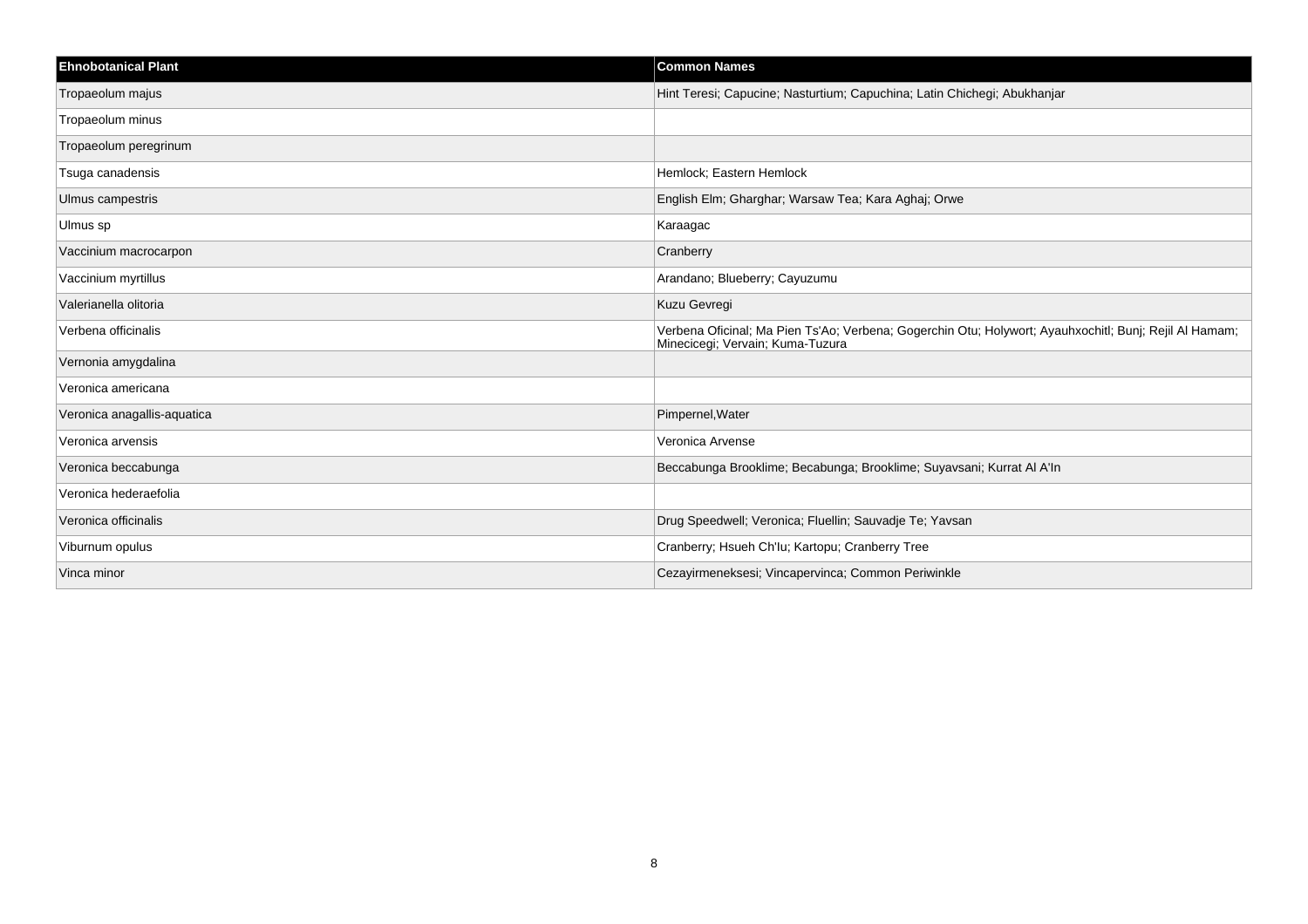| Ehnobotanical Plant | Common Names |
| --- | --- |
| Tropaeolum majus | Hint Teresi; Capucine; Nasturtium; Capuchina; Latin Chichegi; Abukhanjar |
| Tropaeolum minus | |
| Tropaeolum peregrinum | |
| Tsuga canadensis | Hemlock; Eastern Hemlock |
| Ulmus campestris | English Elm; Gharghar; Warsaw Tea; Kara Aghaj; Orwe |
| Ulmus sp | Karaagac |
| Vaccinium macrocarpon | Cranberry |
| Vaccinium myrtillus | Arandano; Blueberry; Cayuzumu |
| Valerianella olitoria | Kuzu Gevregi |
| Verbena officinalis | Verbena Oficinal; Ma Pien Ts'Ao; Verbena; Gogerchin Otu; Holywort; Ayauhxochitl; Bunj; Rejil Al Hamam; Minecicegi; Vervain; Kuma-Tuzura |
| Vernonia amygdalina | |
| Veronica americana | |
| Veronica anagallis-aquatica | Pimpernel,Water |
| Veronica arvensis | Veronica Arvense |
| Veronica beccabunga | Beccabunga Brooklime; Becabunga; Brooklime; Suyavsani; Kurrat Al A'In |
| Veronica hederaefolia | |
| Veronica officinalis | Drug Speedwell; Veronica; Fluellin; Sauvadje Te; Yavsan |
| Viburnum opulus | Cranberry; Hsueh Ch'Iu; Kartopu; Cranberry Tree |
| Vinca minor | Cezayirmeneksesi; Vincapervinca; Common Periwinkle |